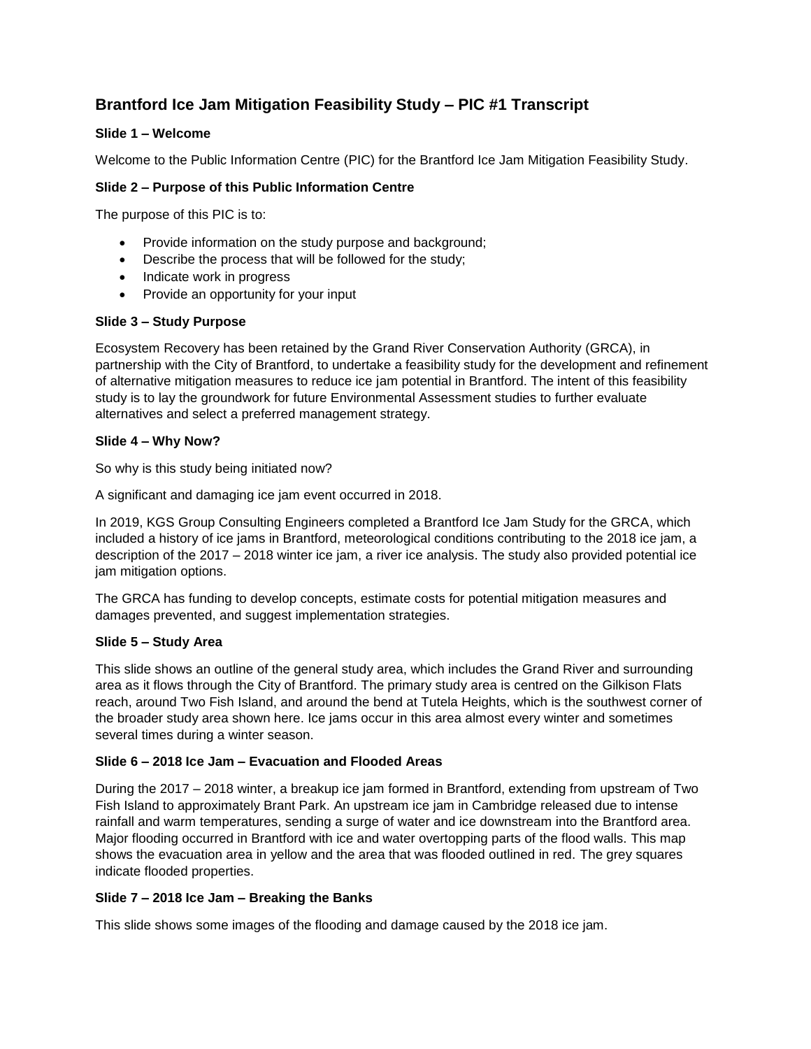# Brantford Ice Jam Mitigation Feasibility Study – PIC #1 Transcript

### Slide 1 – Welcome

Welcome to the Public Information Centre (PIC) for the Brantford Ice Jam Mitigation Feasibility Study.

### Slide 2 – Purpose of this Public Information Centre

The purpose of this PIC is to:

- Provide information on the study purpose and background;
- Describe the process that will be followed for the study;
- Indicate work in progress
- Provide an opportunity for your input

### Slide 3 – Study Purpose

Ecosystem Recovery has been retained by the Grand River Conservation Authority (GRCA), in partnership with the City of Brantford, to undertake a feasibility study for the development and refinement of alternative mitigation measures to reduce ice jam potential in Brantford. The intent of this feasibility study is to lay the groundwork for future Environmental Assessment studies to further evaluate alternatives and select a preferred management strategy.

### Slide 4 – Why Now?

So why is this study being initiated now?

A significant and damaging ice jam event occurred in 2018.

In 2019, KGS Group Consulting Engineers completed a Brantford Ice Jam Study for the GRCA, which included a history of ice jams in Brantford, meteorological conditions contributing to the 2018 ice jam, a description of the 2017 – 2018 winter ice jam, a river ice analysis. The study also provided potential ice jam mitigation options.

The GRCA has funding to develop concepts, estimate costs for potential mitigation measures and damages prevented, and suggest implementation strategies.

### Slide 5 – Study Area

This slide shows an outline of the general study area, which includes the Grand River and surrounding area as it flows through the City of Brantford. The primary study area is centred on the Gilkison Flats reach, around Two Fish Island, and around the bend at Tutela Heights, which is the southwest corner of the broader study area shown here. Ice jams occur in this area almost every winter and sometimes several times during a winter season.

### Slide 6 – 2018 Ice Jam – Evacuation and Flooded Areas

During the 2017 – 2018 winter, a breakup ice jam formed in Brantford, extending from upstream of Two Fish Island to approximately Brant Park. An upstream ice jam in Cambridge released due to intense rainfall and warm temperatures, sending a surge of water and ice downstream into the Brantford area. Major flooding occurred in Brantford with ice and water overtopping parts of the flood walls. This map shows the evacuation area in yellow and the area that was flooded outlined in red. The grey squares indicate flooded properties.

### Slide 7 – 2018 Ice Jam – Breaking the Banks

This slide shows some images of the flooding and damage caused by the 2018 ice jam.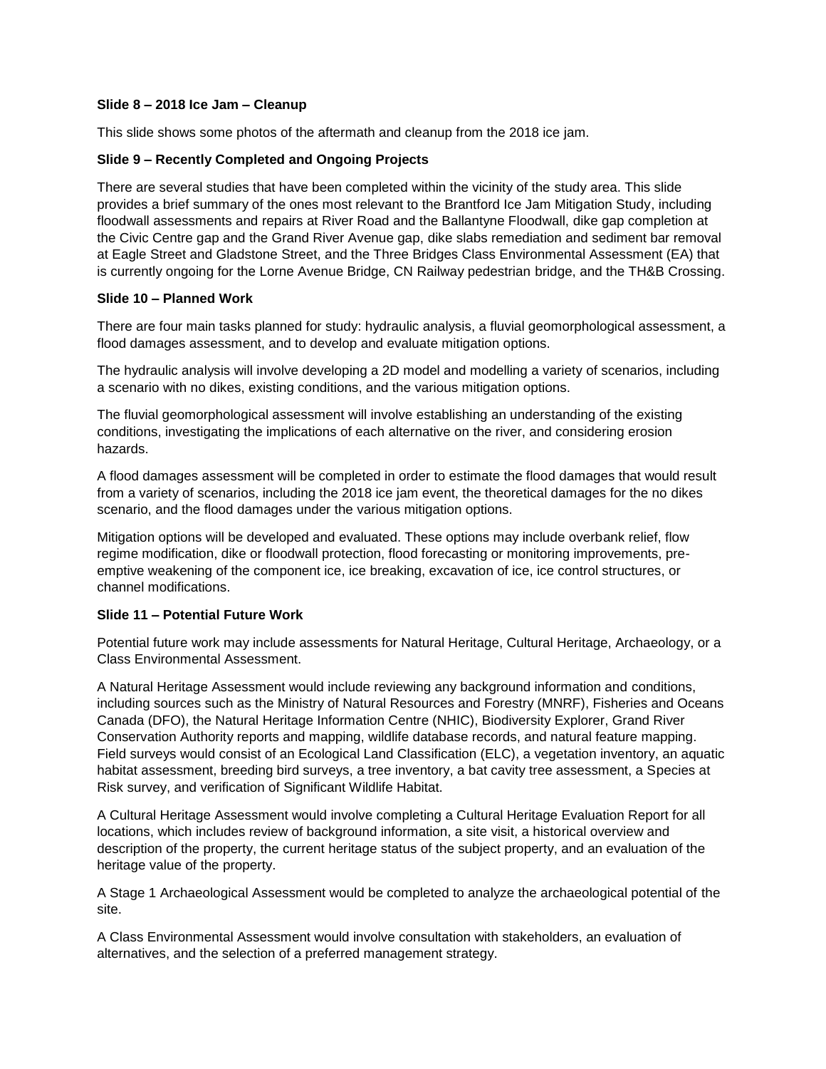**Slide 8 – 2018 Ice Jam – Cleanup**

This slide shows some photos of the aftermath and cleanup from the 2018 ice jam.

**Slide 9 – Recently Completed and Ongoing Projects**

There are several studies that have been completed within the vicinity of the study area. This slide provides a brief summary of the ones most relevant to the Brantford Ice Jam Mitigation Study, including floodwall assessments and repairs at River Road and the Ballantyne Floodwall, dike gap completion at the Civic Centre gap and the Grand River Avenue gap, dike slabs remediation and sediment bar removal at Eagle Street and Gladstone Street, and the Three Bridges Class Environmental Assessment (EA) that is currently ongoing for the Lorne Avenue Bridge, CN Railway pedestrian bridge, and the TH&B Crossing.

**Slide 10 – Planned Work**

There are four main tasks planned for study: hydraulic analysis, a fluvial geomorphological assessment, a flood damages assessment, and to develop and evaluate mitigation options.

The hydraulic analysis will involve developing a 2D model and modelling a variety of scenarios, including a scenario with no dikes, existing conditions, and the various mitigation options.

The fluvial geomorphological assessment will involve establishing an understanding of the existing conditions, investigating the implications of each alternative on the river, and considering erosion hazards.

A flood damages assessment will be completed in order to estimate the flood damages that would result from a variety of scenarios, including the 2018 ice jam event, the theoretical damages for the no dikes scenario, and the flood damages under the various mitigation options.

Mitigation options will be developed and evaluated. These options may include overbank relief, flow regime modification, dike or floodwall protection, flood forecasting or monitoring improvements, pre-emptive weakening of the component ice, ice breaking, excavation of ice, ice control structures, or channel modifications.

**Slide 11 – Potential Future Work**

Potential future work may include assessments for Natural Heritage, Cultural Heritage, Archaeology, or a Class Environmental Assessment.

A Natural Heritage Assessment would include reviewing any background information and conditions, including sources such as the Ministry of Natural Resources and Forestry (MNRF), Fisheries and Oceans Canada (DFO), the Natural Heritage Information Centre (NHIC), Biodiversity Explorer, Grand River Conservation Authority reports and mapping, wildlife database records, and natural feature mapping. Field surveys would consist of an Ecological Land Classification (ELC), a vegetation inventory, an aquatic habitat assessment, breeding bird surveys, a tree inventory, a bat cavity tree assessment, a Species at Risk survey, and verification of Significant Wildlife Habitat.

A Cultural Heritage Assessment would involve completing a Cultural Heritage Evaluation Report for all locations, which includes review of background information, a site visit, a historical overview and description of the property, the current heritage status of the subject property, and an evaluation of the heritage value of the property.

A Stage 1 Archaeological Assessment would be completed to analyze the archaeological potential of the site.

A Class Environmental Assessment would involve consultation with stakeholders, an evaluation of alternatives, and the selection of a preferred management strategy.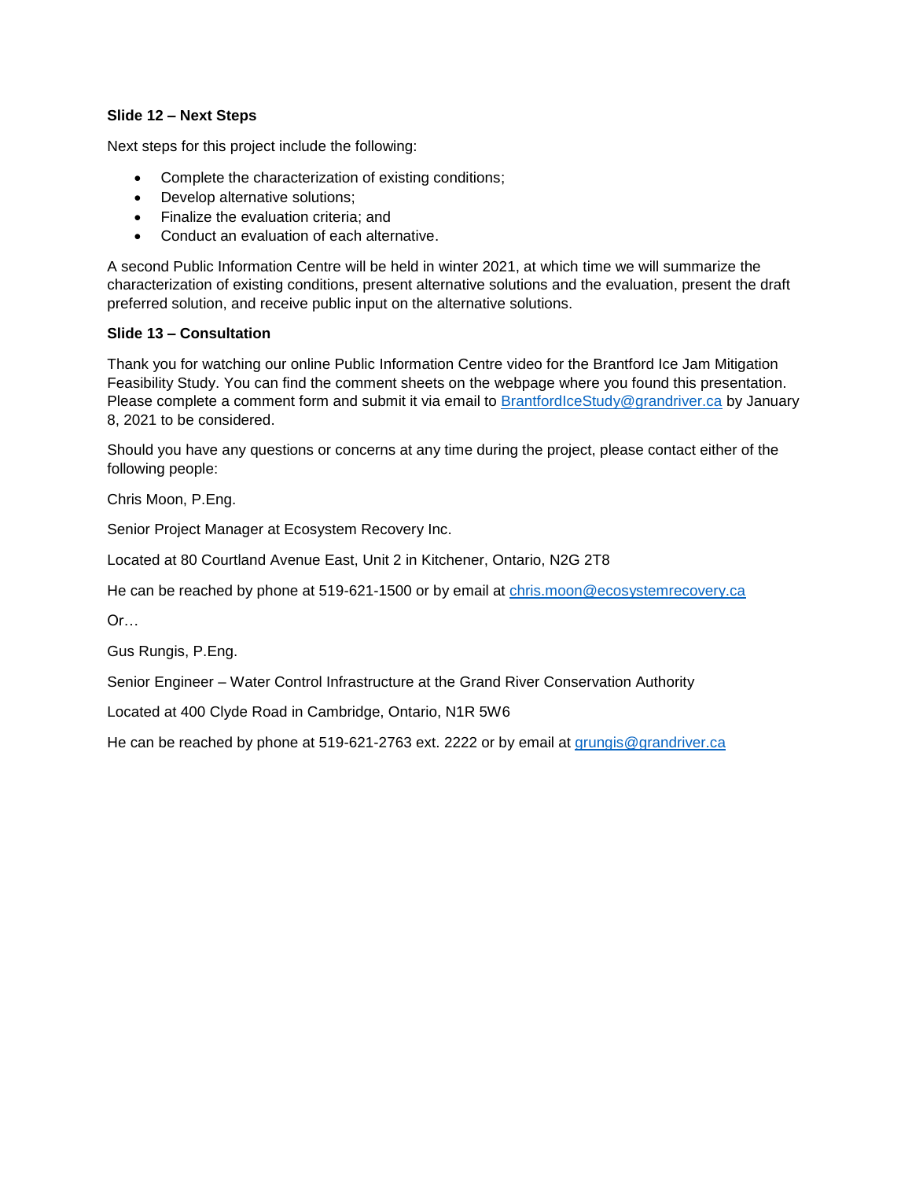**Slide 12 – Next Steps**

Next steps for this project include the following:

- Complete the characterization of existing conditions;
- Develop alternative solutions;
- Finalize the evaluation criteria; and
- Conduct an evaluation of each alternative.

A second Public Information Centre will be held in winter 2021, at which time we will summarize the characterization of existing conditions, present alternative solutions and the evaluation, present the draft preferred solution, and receive public input on the alternative solutions.

**Slide 13 – Consultation**

Thank you for watching our online Public Information Centre video for the Brantford Ice Jam Mitigation Feasibility Study. You can find the comment sheets on the webpage where you found this presentation. Please complete a comment form and submit it via email to BrantfordIceStudy@grandriver.ca by January 8, 2021 to be considered.

Should you have any questions or concerns at any time during the project, please contact either of the following people:

Chris Moon, P.Eng.

Senior Project Manager at Ecosystem Recovery Inc.

Located at 80 Courtland Avenue East, Unit 2 in Kitchener, Ontario, N2G 2T8

He can be reached by phone at 519-621-1500 or by email at chris.moon@ecosystemrecovery.ca

Or…

Gus Rungis, P.Eng.

Senior Engineer – Water Control Infrastructure at the Grand River Conservation Authority

Located at 400 Clyde Road in Cambridge, Ontario, N1R 5W6

He can be reached by phone at 519-621-2763 ext. 2222 or by email at grungis@grandriver.ca